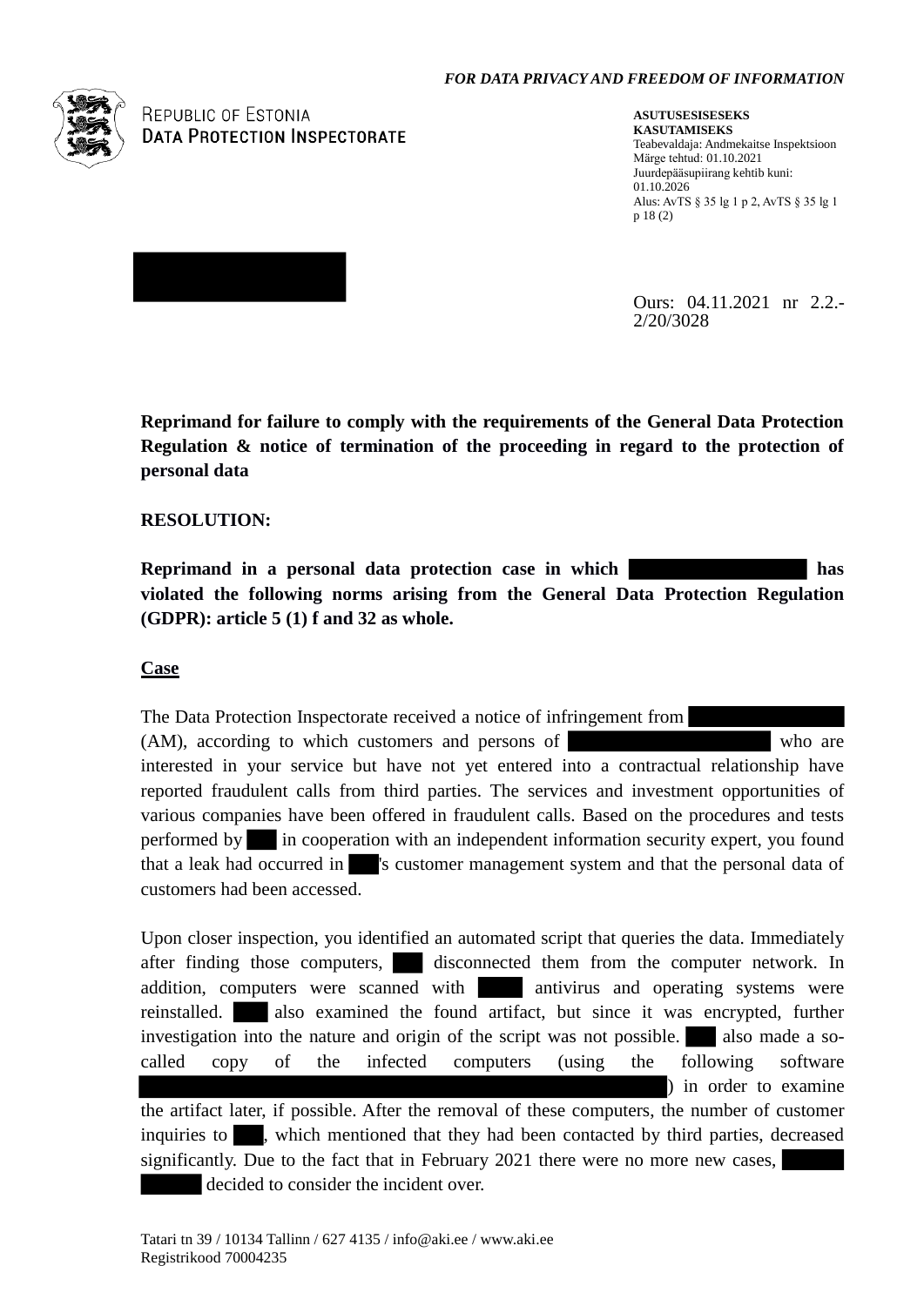*FOR DATA PRIVACY AND FREEDOM OF INFORMATION*

REPUBLIC OF ESTONIA
DATA PROTECTION INSPECTORATE

**ASUTUSESISESEKS KASUTAMISEKS**
Teabevaldaja: Andmekaitse Inspektsioon
Märge tehtud: 01.10.2021
Juurdepääsupiirang kehtib kuni: 01.10.2026
Alus: AvTS § 35 lg 1 p 2, AvTS § 35 lg 1 p 18 (2)

Ours: 04.11.2021 nr 2.2.-2/20/3028

**Reprimand for failure to comply with the requirements of the General Data Protection Regulation & notice of termination of the proceeding in regard to the protection of personal data**

**RESOLUTION:**

**Reprimand in a personal data protection case in which [redacted] has violated the following norms arising from the General Data Protection Regulation (GDPR): article 5 (1) f and 32 as whole.**

**Case**

The Data Protection Inspectorate received a notice of infringement from [redacted] (AM), according to which customers and persons of [redacted] who are interested in your service but have not yet entered into a contractual relationship have reported fraudulent calls from third parties. The services and investment opportunities of various companies have been offered in fraudulent calls. Based on the procedures and tests performed by [redacted] in cooperation with an independent information security expert, you found that a leak had occurred in [redacted]'s customer management system and that the personal data of customers had been accessed.

Upon closer inspection, you identified an automated script that queries the data. Immediately after finding those computers, [redacted] disconnected them from the computer network. In addition, computers were scanned with [redacted] antivirus and operating systems were reinstalled. [redacted] also examined the found artifact, but since it was encrypted, further investigation into the nature and origin of the script was not possible. [redacted] also made a so-called copy of the infected computers (using the following software [redacted]) in order to examine the artifact later, if possible. After the removal of these computers, the number of customer inquiries to [redacted], which mentioned that they had been contacted by third parties, decreased significantly. Due to the fact that in February 2021 there were no more new cases, [redacted] decided to consider the incident over.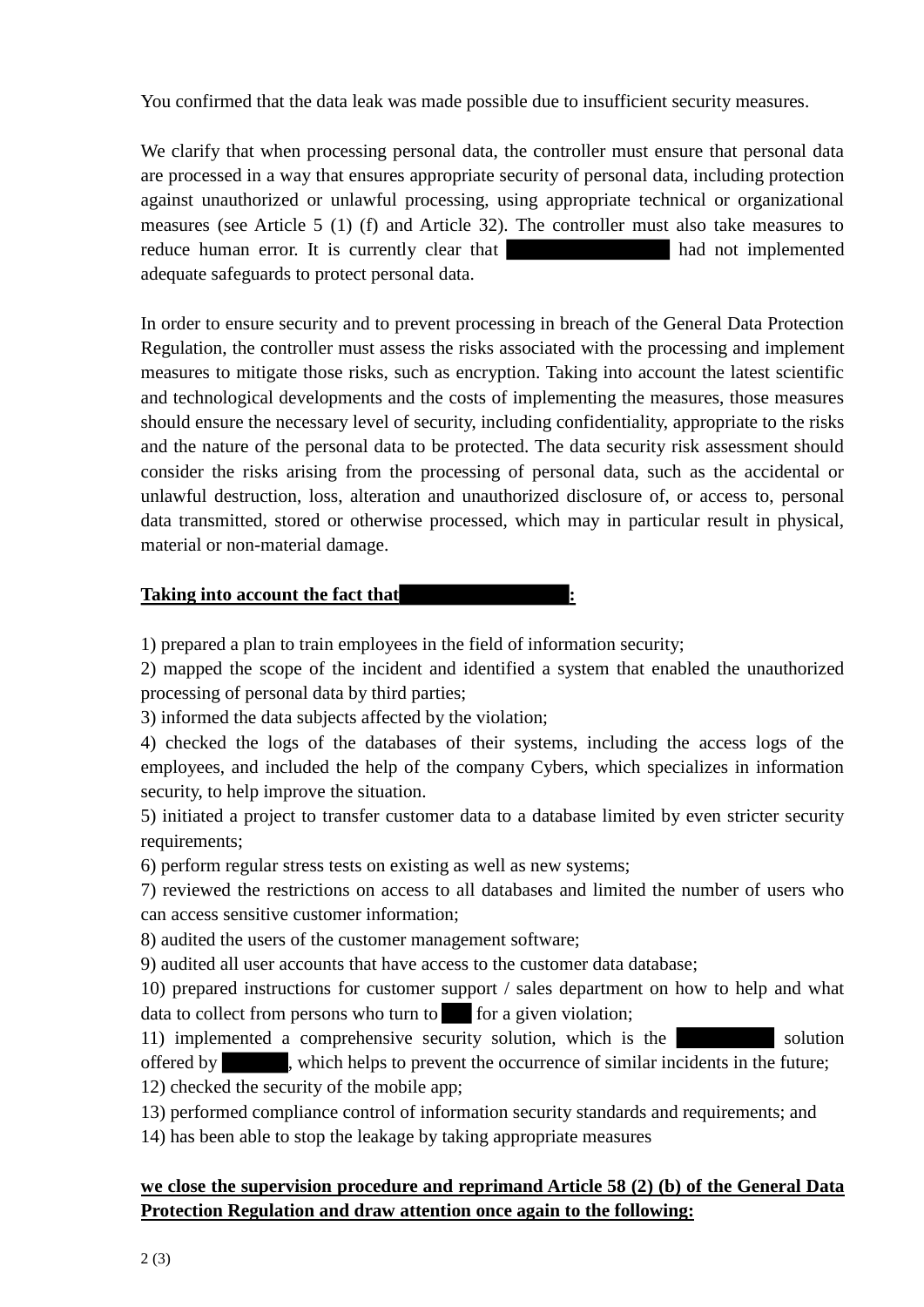You confirmed that the data leak was made possible due to insufficient security measures.

We clarify that when processing personal data, the controller must ensure that personal data are processed in a way that ensures appropriate security of personal data, including protection against unauthorized or unlawful processing, using appropriate technical or organizational measures (see Article 5 (1) (f) and Article 32). The controller must also take measures to reduce human error. It is currently clear that ████████ had not implemented adequate safeguards to protect personal data.

In order to ensure security and to prevent processing in breach of the General Data Protection Regulation, the controller must assess the risks associated with the processing and implement measures to mitigate those risks, such as encryption. Taking into account the latest scientific and technological developments and the costs of implementing the measures, those measures should ensure the necessary level of security, including confidentiality, appropriate to the risks and the nature of the personal data to be protected. The data security risk assessment should consider the risks arising from the processing of personal data, such as the accidental or unlawful destruction, loss, alteration and unauthorized disclosure of, or access to, personal data transmitted, stored or otherwise processed, which may in particular result in physical, material or non-material damage.

**Taking into account the fact that ████████:**

1) prepared a plan to train employees in the field of information security;
2) mapped the scope of the incident and identified a system that enabled the unauthorized processing of personal data by third parties;
3) informed the data subjects affected by the violation;
4) checked the logs of the databases of their systems, including the access logs of the employees, and included the help of the company Cybers, which specializes in information security, to help improve the situation.
5) initiated a project to transfer customer data to a database limited by even stricter security requirements;
6) perform regular stress tests on existing as well as new systems;
7) reviewed the restrictions on access to all databases and limited the number of users who can access sensitive customer information;
8) audited the users of the customer management software;
9) audited all user accounts that have access to the customer data database;
10) prepared instructions for customer support / sales department on how to help and what data to collect from persons who turn to ██ for a given violation;
11) implemented a comprehensive security solution, which is the ████ solution offered by ███, which helps to prevent the occurrence of similar incidents in the future;
12) checked the security of the mobile app;
13) performed compliance control of information security standards and requirements; and
14) has been able to stop the leakage by taking appropriate measures

**we close the supervision procedure and reprimand Article 58 (2) (b) of the General Data Protection Regulation and draw attention once again to the following:**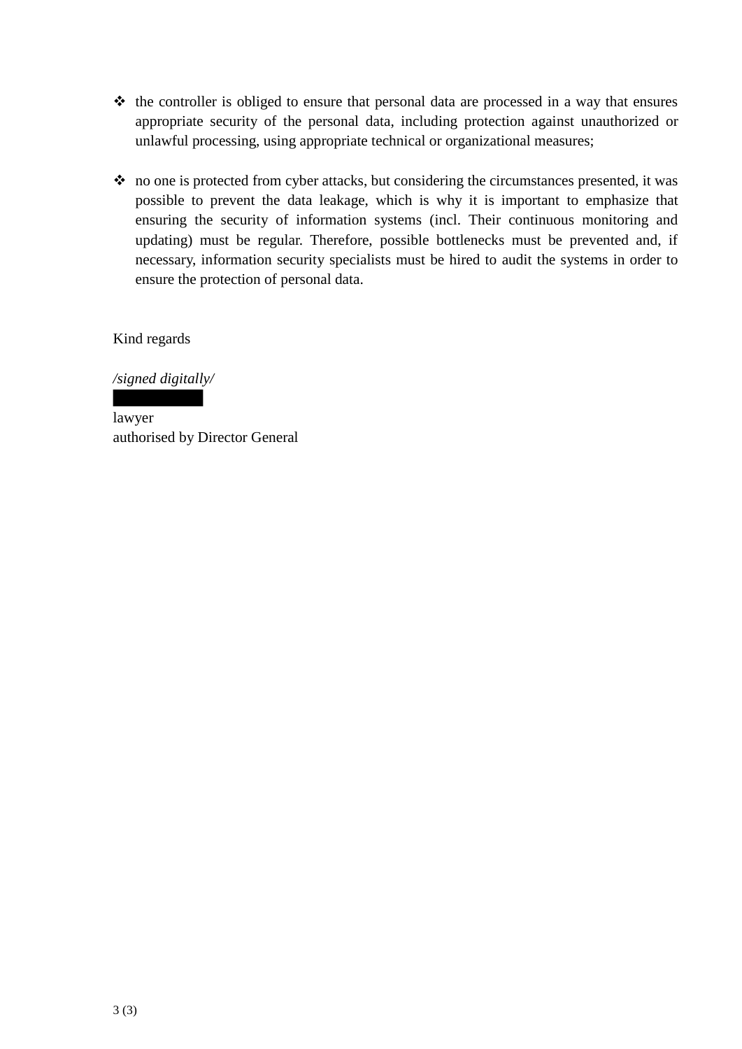- the controller is obliged to ensure that personal data are processed in a way that ensures appropriate security of the personal data, including protection against unauthorized or unlawful processing, using appropriate technical or organizational measures;

- no one is protected from cyber attacks, but considering the circumstances presented, it was possible to prevent the data leakage, which is why it is important to emphasize that ensuring the security of information systems (incl. Their continuous monitoring and updating) must be regular. Therefore, possible bottlenecks must be prevented and, if necessary, information security specialists must be hired to audit the systems in order to ensure the protection of personal data.

Kind regards

*/signed digitally/*

lawyer
authorised by Director General